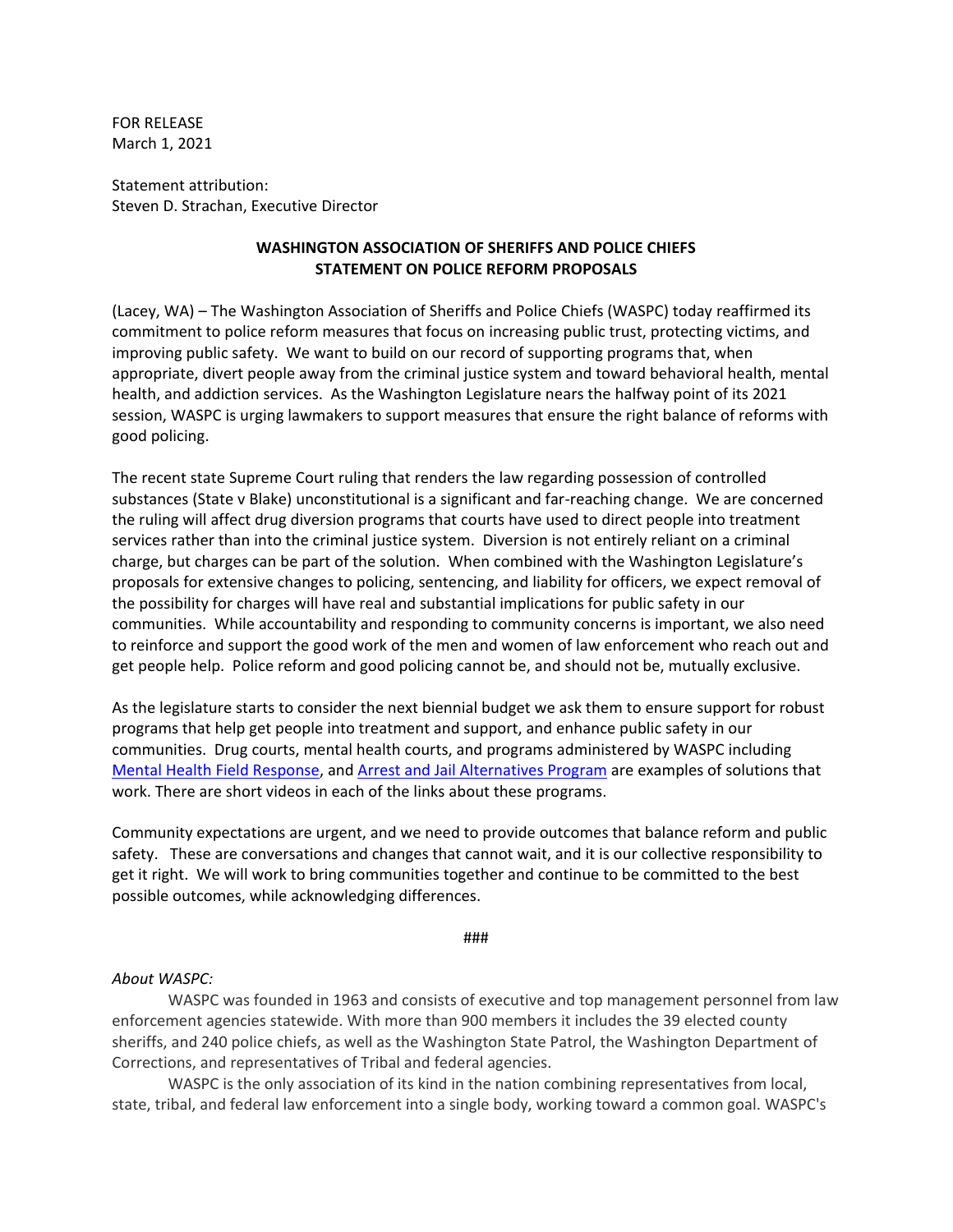FOR RELEASE
March 1, 2021

Statement attribution:
Steven D. Strachan, Executive Director

## WASHINGTON ASSOCIATION OF SHERIFFS AND POLICE CHIEFS STATEMENT ON POLICE REFORM PROPOSALS

(Lacey, WA) – The Washington Association of Sheriffs and Police Chiefs (WASPC) today reaffirmed its commitment to police reform measures that focus on increasing public trust, protecting victims, and improving public safety. We want to build on our record of supporting programs that, when appropriate, divert people away from the criminal justice system and toward behavioral health, mental health, and addiction services. As the Washington Legislature nears the halfway point of its 2021 session, WASPC is urging lawmakers to support measures that ensure the right balance of reforms with good policing.

The recent state Supreme Court ruling that renders the law regarding possession of controlled substances (State v Blake) unconstitutional is a significant and far-reaching change. We are concerned the ruling will affect drug diversion programs that courts have used to direct people into treatment services rather than into the criminal justice system. Diversion is not entirely reliant on a criminal charge, but charges can be part of the solution. When combined with the Washington Legislature's proposals for extensive changes to policing, sentencing, and liability for officers, we expect removal of the possibility for charges will have real and substantial implications for public safety in our communities. While accountability and responding to community concerns is important, we also need to reinforce and support the good work of the men and women of law enforcement who reach out and get people help. Police reform and good policing cannot be, and should not be, mutually exclusive.

As the legislature starts to consider the next biennial budget we ask them to ensure support for robust programs that help get people into treatment and support, and enhance public safety in our communities. Drug courts, mental health courts, and programs administered by WASPC including Mental Health Field Response, and Arrest and Jail Alternatives Program are examples of solutions that work. There are short videos in each of the links about these programs.

Community expectations are urgent, and we need to provide outcomes that balance reform and public safety. These are conversations and changes that cannot wait, and it is our collective responsibility to get it right. We will work to bring communities together and continue to be committed to the best possible outcomes, while acknowledging differences.

###

*About WASPC:*

WASPC was founded in 1963 and consists of executive and top management personnel from law enforcement agencies statewide. With more than 900 members it includes the 39 elected county sheriffs, and 240 police chiefs, as well as the Washington State Patrol, the Washington Department of Corrections, and representatives of Tribal and federal agencies.

WASPC is the only association of its kind in the nation combining representatives from local, state, tribal, and federal law enforcement into a single body, working toward a common goal. WASPC's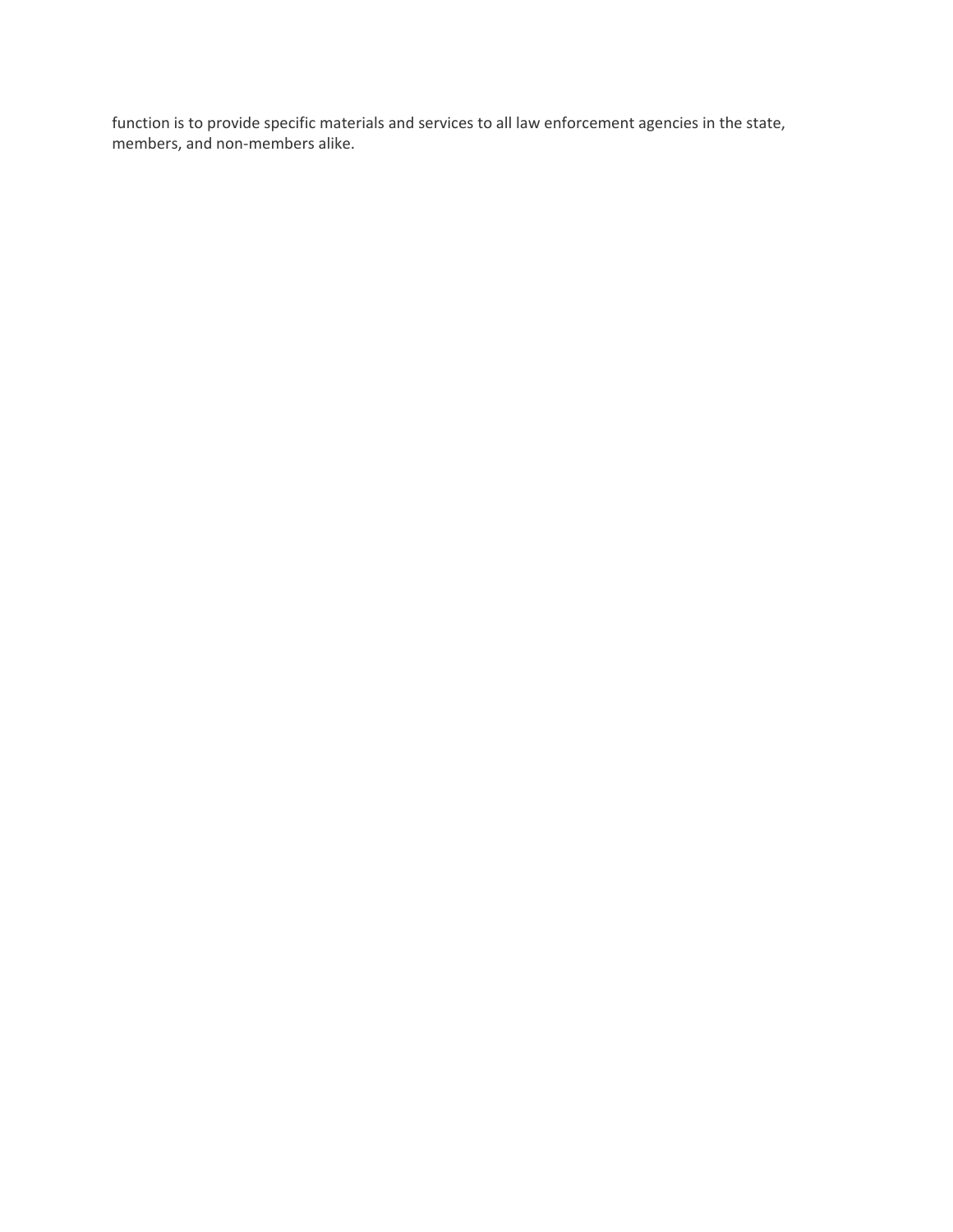function is to provide specific materials and services to all law enforcement agencies in the state, members, and non-members alike.